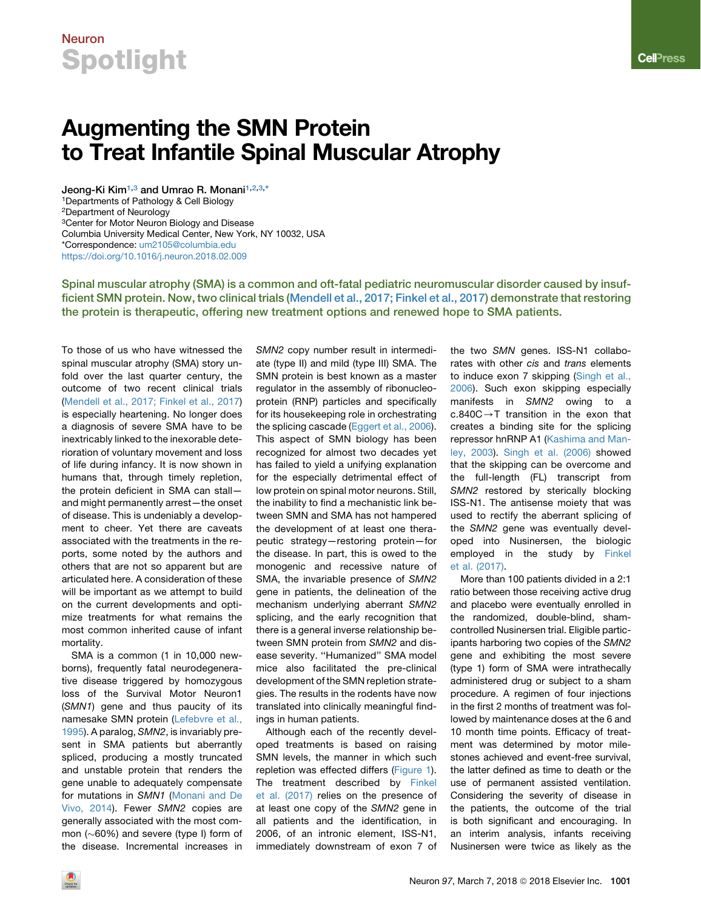# Augmenting the SMN Protein to Treat Infantile Spinal Muscular Atrophy

Jeong-Ki Kim[1,3] and Umrao R. Monani[1,2,3,*]

[1]Departments of Pathology & Cell Biology
[2]Department of Neurology
[3]Center for Motor Neuron Biology and Disease
Columbia University Medical Center, New York, NY 10032, USA
*Correspondence: um2105@columbia.edu
https://doi.org/10.1016/j.neuron.2018.02.009

**Spinal muscular atrophy (SMA) is a common and oft-fatal pediatric neuromuscular disorder caused by insufficient SMN protein. Now, two clinical trials (Mendell et al., 2017; Finkel et al., 2017) demonstrate that restoring the protein is therapeutic, offering new treatment options and renewed hope to SMA patients.**

To those of us who have witnessed the spinal muscular atrophy (SMA) story unfold over the last quarter century, the outcome of two recent clinical trials (Mendell et al., 2017; Finkel et al., 2017) is especially heartening. No longer does a diagnosis of severe SMA have to be inextricably linked to the inexorable deterioration of voluntary movement and loss of life during infancy. It is now shown in humans that, through timely repletion, the protein deficient in SMA can stall—and might permanently arrest—the onset of disease. This is undeniably a development to cheer. Yet there are caveats associated with the treatments in the reports, some noted by the authors and others that are not so apparent but are articulated here. A consideration of these will be important as we attempt to build on the current developments and optimize treatments for what remains the most common inherited cause of infant mortality.

SMA is a common (1 in 10,000 newborns), frequently fatal neurodegenerative disease triggered by homozygous loss of the Survival Motor Neuron1 (*SMN1*) gene and thus paucity of its namesake SMN protein (Lefebvre et al., 1995). A paralog, *SMN2*, is invariably present in SMA patients but aberrantly spliced, producing a mostly truncated and unstable protein that renders the gene unable to adequately compensate for mutations in *SMN1* (Monani and De Vivo, 2014). Fewer *SMN2* copies are generally associated with the most common (~60%) and severe (type I) form of the disease. Incremental increases in *SMN2* copy number result in intermediate (type II) and mild (type III) SMA. The SMN protein is best known as a master regulator in the assembly of ribonucleoprotein (RNP) particles and specifically for its housekeeping role in orchestrating the splicing cascade (Eggert et al., 2006). This aspect of SMN biology has been recognized for almost two decades yet has failed to yield a unifying explanation for the especially detrimental effect of low protein on spinal motor neurons. Still, the inability to find a mechanistic link between SMN and SMA has not hampered the development of at least one therapeutic strategy—restoring protein—for the disease. In part, this is owed to the monogenic and recessive nature of SMA, the invariable presence of *SMN2* gene in patients, the delineation of the mechanism underlying aberrant *SMN2* splicing, and the early recognition that there is a general inverse relationship between SMN protein from *SMN2* and disease severity. "Humanized" SMA model mice also facilitated the pre-clinical development of the SMN repletion strategies. The results in the rodents have now translated into clinically meaningful findings in human patients.

Although each of the recently developed treatments is based on raising SMN levels, the manner in which such repletion was effected differs (Figure 1). The treatment described by Finkel et al. (2017) relies on the presence of at least one copy of the *SMN2* gene in all patients and the identification, in 2006, of an intronic element, ISS-N1, immediately downstream of exon 7 of the two *SMN* genes. ISS-N1 collaborates with other *cis* and *trans* elements to induce exon 7 skipping (Singh et al., 2006). Such exon skipping especially manifests in *SMN2* owing to a c.840C→T transition in the exon that creates a binding site for the splicing repressor hnRNP A1 (Kashima and Manley, 2003). Singh et al. (2006) showed that the skipping can be overcome and the full-length (FL) transcript from *SMN2* restored by sterically blocking ISS-N1. The antisense moiety that was used to rectify the aberrant splicing of the *SMN2* gene was eventually developed into Nusinersen, the biologic employed in the study by Finkel et al. (2017).

More than 100 patients divided in a 2:1 ratio between those receiving active drug and placebo were eventually enrolled in the randomized, double-blind, sham-controlled Nusinersen trial. Eligible participants harboring two copies of the *SMN2* gene and exhibiting the most severe (type 1) form of SMA were intrathecally administered drug or subject to a sham procedure. A regimen of four injections in the first 2 months of treatment was followed by maintenance doses at the 6 and 10 month time points. Efficacy of treatment was determined by motor milestones achieved and event-free survival, the latter defined as time to death or the use of permanent assisted ventilation. Considering the severity of disease in the patients, the outcome of the trial is both significant and encouraging. In an interim analysis, infants receiving Nusinersen were twice as likely as the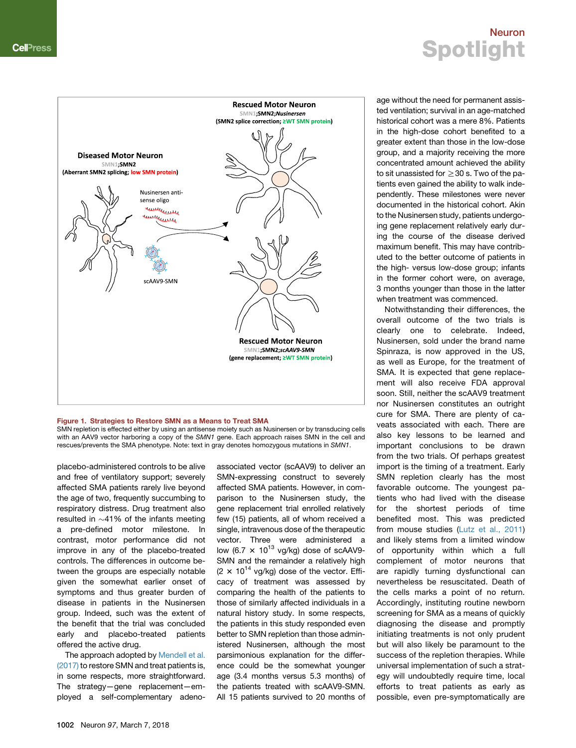age without the need for permanent assisted ventilation; survival in an age-matched historical cohort was a mere 8%. Patients in the high-dose cohort benefited to a greater extent than those in the low-dose group, and a majority receiving the more concentrated amount achieved the ability to sit unassisted for ≥30 s. Two of the patients even gained the ability to walk independently. These milestones were never documented in the historical cohort. Akin to the Nusinersen study, patients undergoing gene replacement relatively early during the course of the disease derived maximum benefit. This may have contributed to the better outcome of patients in the high- versus low-dose group; infants in the former cohort were, on average, 3 months younger than those in the latter when treatment was commenced.

Diseased Motor Neuron
SMN1;SMN2
(Aberrant SMN2 splicing; low SMN protein)

Nusinersen antisense oligo

scAAV9-SMN

Rescued Motor Neuron
SMN1;SMN2;Nusinersen
(SMN2 splice correction; ≥WT SMN protein)

Rescued Motor Neuron
SMN1;SMN2;scAAV9-SMN
(gene replacement; ≥WT SMN protein)

**Figure 1. Strategies to Restore SMN as a Means to Treat SMA**
SMN repletion is effected either by using an antisense moiety such as Nusinersen or by transducing cells with an AAV9 vector harboring a copy of the *SMN1* gene. Each approach raises SMN in the cell and rescues/prevents the SMA phenotype. Note: text in gray denotes homozygous mutations in *SMN1*.

placebo-administered controls to be alive and free of ventilatory support; severely affected SMA patients rarely live beyond the age of two, frequently succumbing to respiratory distress. Drug treatment also resulted in ~41% of the infants meeting a pre-defined motor milestone. In contrast, motor performance did not improve in any of the placebo-treated controls. The differences in outcome between the groups are especially notable given the somewhat earlier onset of symptoms and thus greater burden of disease in patients in the Nusinersen group. Indeed, such was the extent of the benefit that the trial was concluded early and placebo-treated patients offered the active drug.

The approach adopted by Mendell et al. (2017) to restore SMN and treat patients is, in some respects, more straightforward. The strategy—gene replacement—employed a self-complementary adeno-associated vector (scAAV9) to deliver an SMN-expressing construct to severely affected SMA patients. However, in comparison to the Nusinersen study, the gene replacement trial enrolled relatively few (15) patients, all of whom received a single, intravenous dose of the therapeutic vector. Three were administered a low ($6.7 \times 10^{13}$ vg/kg) dose of scAAV9-SMN and the remainder a relatively high ($2 \times 10^{14}$ vg/kg) dose of the vector. Efficacy of treatment was assessed by comparing the health of the patients to those of similarly affected individuals in a natural history study. In some respects, the patients in this study responded even better to SMN repletion than those administered Nusinersen, although the most parsimonious explanation for the difference could be the somewhat younger age (3.4 months versus 5.3 months) of the patients treated with scAAV9-SMN. All 15 patients survived to 20 months of

Notwithstanding their differences, the overall outcome of the two trials is clearly one to celebrate. Indeed, Nusinersen, sold under the brand name Spinraza, is now approved in the US, as well as Europe, for the treatment of SMA. It is expected that gene replacement will also receive FDA approval soon. Still, neither the scAAV9 treatment nor Nusinersen constitutes an outright cure for SMA. There are plenty of caveats associated with each. There are also key lessons to be learned and important conclusions to be drawn from the two trials. Of perhaps greatest import is the timing of a treatment. Early SMN repletion clearly has the most favorable outcome. The youngest patients who had lived with the disease for the shortest periods of time benefited most. This was predicted from mouse studies (Lutz et al., 2011) and likely stems from a limited window of opportunity within which a full complement of motor neurons that are rapidly turning dysfunctional can nevertheless be resuscitated. Death of the cells marks a point of no return. Accordingly, instituting routine newborn screening for SMA as a means of quickly diagnosing the disease and promptly initiating treatments is not only prudent but will also likely be paramount to the success of the repletion therapies. While universal implementation of such a strategy will undoubtedly require time, local efforts to treat patients as early as possible, even pre-symptomatically are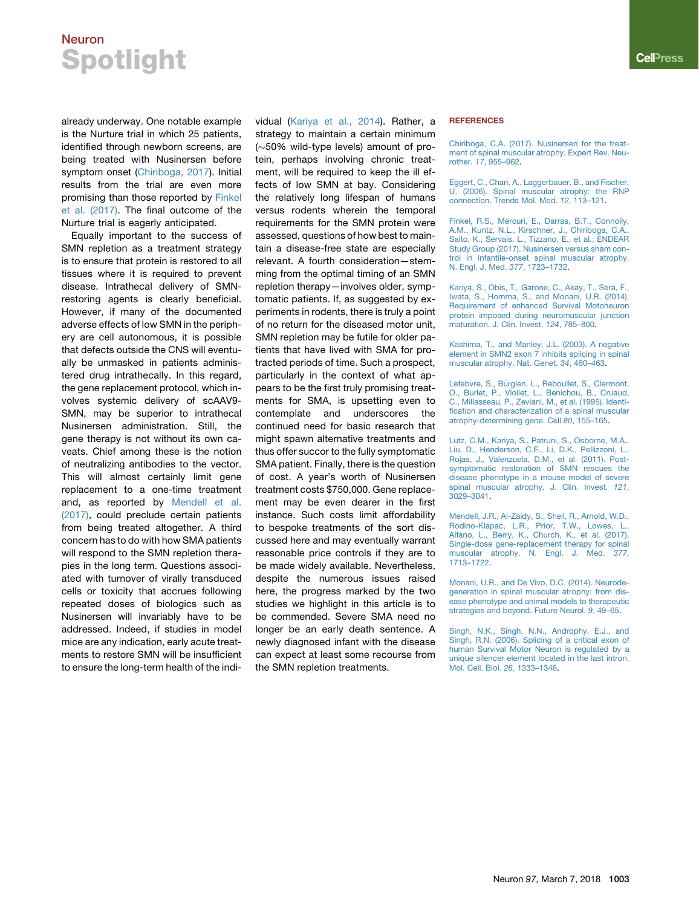already underway. One notable example is the Nurture trial in which 25 patients, identified through newborn screens, are being treated with Nusinersen before symptom onset (Chiriboga, 2017). Initial results from the trial are even more promising than those reported by Finkel et al. (2017). The final outcome of the Nurture trial is eagerly anticipated.

Equally important to the success of SMN repletion as a treatment strategy is to ensure that protein is restored to all tissues where it is required to prevent disease. Intrathecal delivery of SMN-restoring agents is clearly beneficial. However, if many of the documented adverse effects of low SMN in the periphery are cell autonomous, it is possible that defects outside the CNS will eventually be unmasked in patients administered drug intrathecally. In this regard, the gene replacement protocol, which involves systemic delivery of scAAV9-SMN, may be superior to intrathecal Nusinersen administration. Still, the gene therapy is not without its own caveats. Chief among these is the notion of neutralizing antibodies to the vector. This will almost certainly limit gene replacement to a one-time treatment and, as reported by Mendell et al. (2017), could preclude certain patients from being treated altogether. A third concern has to do with how SMA patients will respond to the SMN repletion therapies in the long term. Questions associated with turnover of virally transduced cells or toxicity that accrues following repeated doses of biologics such as Nusinersen will invariably have to be addressed. Indeed, if studies in model mice are any indication, early acute treatments to restore SMN will be insufficient to ensure the long-term health of the individual (Kariya et al., 2014). Rather, a strategy to maintain a certain minimum (∼50% wild-type levels) amount of protein, perhaps involving chronic treatment, will be required to keep the ill effects of low SMN at bay. Considering the relatively long lifespan of humans versus rodents wherein the temporal requirements for the SMN protein were assessed, questions of how best to maintain a disease-free state are especially relevant. A fourth consideration—stemming from the optimal timing of an SMN repletion therapy—involves older, symptomatic patients. If, as suggested by experiments in rodents, there is truly a point of no return for the diseased motor unit, SMN repletion may be futile for older patients that have lived with SMA for protracted periods of time. Such a prospect, particularly in the context of what appears to be the first truly promising treatments for SMA, is upsetting even to contemplate and underscores the continued need for basic research that might spawn alternative treatments and thus offer succor to the fully symptomatic SMA patient. Finally, there is the question of cost. A year's worth of Nusinersen treatment costs $750,000. Gene replacement may be even dearer in the first instance. Such costs limit affordability to bespoke treatments of the sort discussed here and may eventually warrant reasonable price controls if they are to be made widely available. Nevertheless, despite the numerous issues raised here, the progress marked by the two studies we highlight in this article is to be commended. Severe SMA need no longer be an early death sentence. A newly diagnosed infant with the disease can expect at least some recourse from the SMN repletion treatments.

## REFERENCES

Chiriboga, C.A. (2017). Nusinersen for the treatment of spinal muscular atrophy. Expert Rev. Neurother. *17*, 955–962.

Eggert, C., Chari, A., Laggerbauer, B., and Fischer, U. (2006). Spinal muscular atrophy: the RNP connection. Trends Mol. Med. *12*, 113–121.

Finkel, R.S., Mercuri, E., Darras, B.T., Connolly, A.M., Kuntz, N.L., Kirschner, J., Chiriboga, C.A., Saito, K., Servais, L., Tizzano, E., et al.; ENDEAR Study Group (2017). Nusinersen versus sham control in infantile-onset spinal muscular atrophy. N. Engl. J. Med. *377*, 1723–1732.

Kariya, S., Obis, T., Garone, C., Akay, T., Sera, F., Iwata, S., Homma, S., and Monani, U.R. (2014). Requirement of enhanced Survival Motoneuron protein imposed during neuromuscular junction maturation. J. Clin. Invest. *124*, 785–800.

Kashima, T., and Manley, J.L. (2003). A negative element in SMN2 exon 7 inhibits splicing in spinal muscular atrophy. Nat. Genet. *34*, 460–463.

Lefebvre, S., Bürglen, L., Reboullet, S., Clermont, O., Burlet, P., Viollet, L., Benichou, B., Cruaud, C., Millasseau, P., Zeviani, M., et al. (1995). Identification and characterization of a spinal muscular atrophy-determining gene. Cell *80*, 155–165.

Lutz, C.M., Kariya, S., Patruni, S., Osborne, M.A., Liu, D., Henderson, C.E., Li, D.K., Pellizzoni, L., Rojas, J., Valenzuela, D.M., et al. (2011). Post-symptomatic restoration of SMN rescues the disease phenotype in a mouse model of severe spinal muscular atrophy. J. Clin. Invest. *121*, 3029–3041.

Mendell, J.R., Al-Zaidy, S., Shell, R., Arnold, W.D., Rodino-Klapac, L.R., Prior, T.W., Lowes, L., Alfano, L., Berry, K., Church, K., et al. (2017). Single-dose gene-replacement therapy for spinal muscular atrophy. N. Engl. J. Med. *377*, 1713–1722.

Monani, U.R., and De Vivo, D.C. (2014). Neurodegeneration in spinal muscular atrophy: from disease phenotype and animal models to therapeutic strategies and beyond. Future Neurol. *9*, 49–65.

Singh, N.K., Singh, N.N., Androphy, E.J., and Singh, R.N. (2006). Splicing of a critical exon of human Survival Motor Neuron is regulated by a unique silencer element located in the last intron. Mol. Cell. Biol. *26*, 1333–1346.